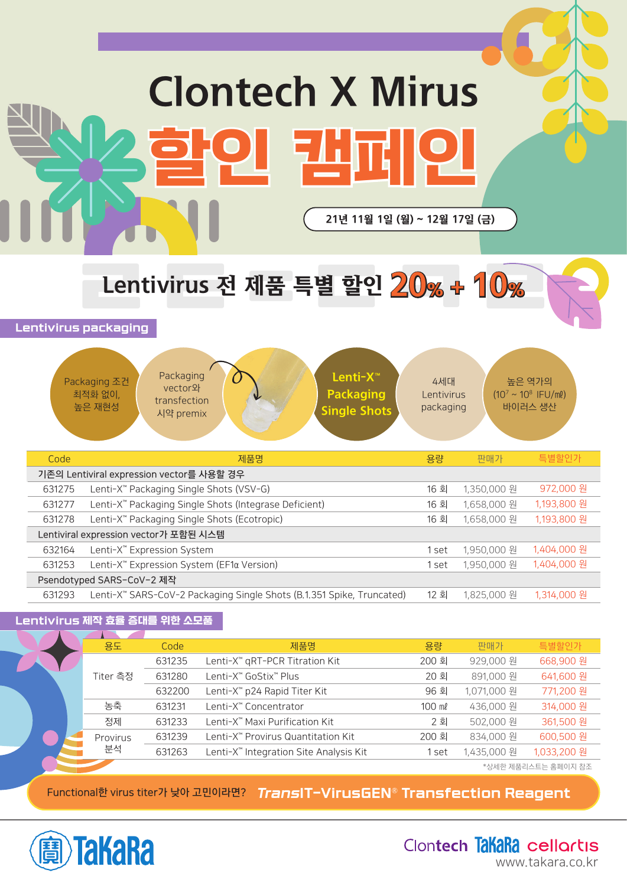# Clontech X Mirus

# 할인 캠페인

**21년 11월 1일 (월) ~ 12월 17일 (금)**

## Lentivirus 전 제품 특별 할인 20% + 10%

### Lentivirus packaging

- Packaging 조건 최적화 없이, 높은 재현성
- Packaging vector와 transfection 시약 premix
- **Lenti-X™ Packaging Single Shots**
- 4세대 Lentivirus packaging
- 높은 역가의 ($10^7$ ~ $10^8$ IFU/㎖) 바이러스 생산

| Code | 제품명 | 용량 | 판매가 | 특별할인가 |
|---|---|---|---|---|
| 기존의 Lentiviral expression vector를 사용할 경우 | | | | |
| 631275 | Lenti-X™ Packaging Single Shots (VSV-G) | 16 회 | 1,350,000 원 | 972,000 원 |
| 631277 | Lenti-X™ Packaging Single Shots (Integrase Deficient) | 16 회 | 1,658,000 원 | 1,193,800 원 |
| 631278 | Lenti-X™ Packaging Single Shots (Ecotropic) | 16 회 | 1,658,000 원 | 1,193,800 원 |
| Lentiviral expression vector가 포함된 시스템 | | | | |
| 632164 | Lenti-X™ Expression System | 1 set | 1,950,000 원 | 1,404,000 원 |
| 631253 | Lenti-X™ Expression System (EF1α Version) | 1 set | 1,950,000 원 | 1,404,000 원 |
| Psendotyped SARS-CoV-2 제작 | | | | |
| 631293 | Lenti-X™ SARS-CoV-2 Packaging Single Shots (B.1.351 Spike, Truncated) | 12 회 | 1,825,000 원 | 1,314,000 원 |

### Lentivirus 제작 효율 증대를 위한 소모품

| 용도 | Code | 제품명 | 용량 | 판매가 | 특별할인가 |
|---|---|---|---|---|---|
| Titer 측정 | 631235 | Lenti-X™ qRT-PCR Titration Kit | 200 회 | 929,000 원 | 668,900 원 |
| | 631280 | Lenti-X™ GoStix™ Plus | 20 회 | 891,000 원 | 641,600 원 |
| | 632200 | Lenti-X™ p24 Rapid Titer Kit | 96 회 | 1,071,000 원 | 771,200 원 |
| 농축 | 631231 | Lenti-X™ Concentrator | 100 ㎖ | 436,000 원 | 314,000 원 |
| 정제 | 631233 | Lenti-X™ Maxi Purification Kit | 2 회 | 502,000 원 | 361,500 원 |
| Provirus 분석 | 631239 | Lenti-X™ Provirus Quantitation Kit | 200 회 | 834,000 원 | 600,500 원 |
| | 631263 | Lenti-X™ Integration Site Analysis Kit | 1 set | 1,435,000 원 | 1,033,200 원 |

*상세한 제품리스트는 홈페이지 참조

Functional한 virus titer가 낮아 고민이라면? **TransIT-VirusGEN® Transfection Reagent**

TaKaRa

Clontech TaKaRa cellartis
www.takara.co.kr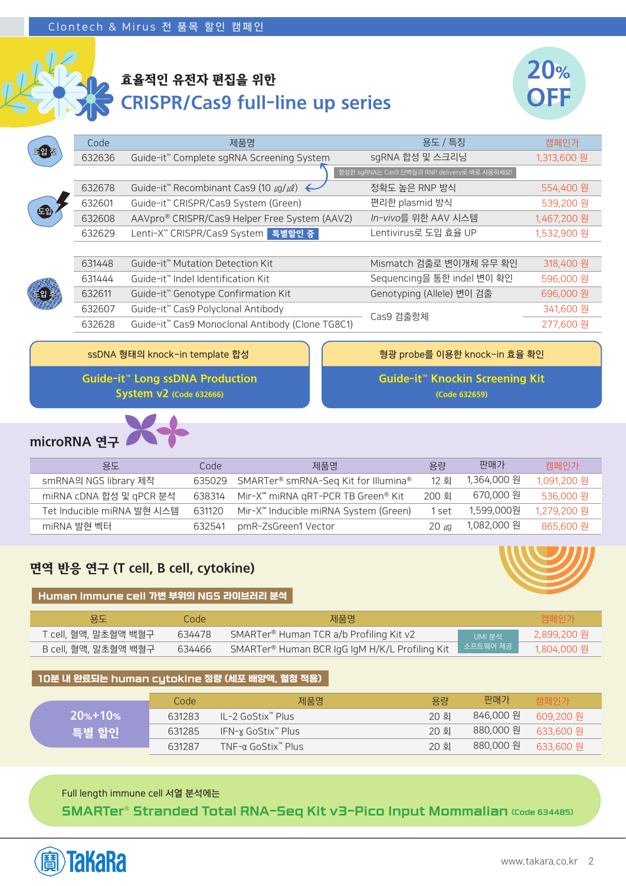Clontech & Mirus 전 품목 할인 캠페인

## 효율적인 유전자 편집을 위한
## CRISPR/Cas9 full-line up series

**20% OFF**

| | Code | 제품명 | 용도 / 특징 | 캠페인가 |
|---|---|---|---|---|
| 도입 전 | 632636 | Guide-it™ Complete sgRNA Screening System | sgRNA 합성 및 스크리닝 | 1,313,600 원 |
| | | | 합성한 sgRNA는 Cas9 단백질과 RNP delivery로 바로 사용하세요! | |
| 도입 | 632678 | Guide-it™ Recombinant Cas9 (10 ㎍/㎕) | 정확도 높은 RNP 방식 | 554,400 원 |
| | 632601 | Guide-it™ CRISPR/Cas9 System (Green) | 편리한 plasmid 방식 | 539,200 원 |
| | 632608 | AAVpro® CRISPR/Cas9 Helper Free System (AAV2) | *In-vivo*를 위한 AAV 시스템 | 1,467,200 원 |
| | 632629 | Lenti-X™ CRISPR/Cas9 System **특별할인 중** | Lentivirus로 도입 효율 UP | 1,532,900 원 |
| 도입 후 | 631448 | Guide-it™ Mutation Detection Kit | Mismatch 검출로 변이개체 유무 확인 | 318,400 원 |
| | 631444 | Guide-it™ Indel Identification Kit | Sequencing을 통한 indel 변이 확인 | 596,000 원 |
| | 632611 | Guide-it™ Genotype Confirmation Kit | Genotyping (Allele) 변이 검출 | 696,000 원 |
| | 632607 | Guide-it™ Cas9 Polyclonal Antibody | Cas9 검출항체 | 341,600 원 |
| | 632628 | Guide-it™ Cas9 Monoclonal Antibody (Clone TG8C1) | | 277,600 원 |

**ssDNA 형태의 knock-in template 합성**
**Guide-it™ Long ssDNA Production System v2** (Code 632666)

**형광 probe를 이용한 knock-in 효율 확인**
**Guide-it™ Knockin Screening Kit** (Code 632659)

## microRNA 연구

| 용도 | Code | 제품명 | 용량 | 판매가 | 캠페인가 |
|---|---|---|---|---|---|
| smRNA의 NGS library 제작 | 635029 | SMARTer® smRNA-Seq Kit for Illumina® | 12 회 | 1,364,000 원 | 1,091,200 원 |
| miRNA cDNA 합성 및 qPCR 분석 | 638314 | Mir-X™ miRNA qRT-PCR TB Green® Kit | 200 회 | 670,000 원 | 536,000 원 |
| Tet Inducible miRNA 발현 시스템 | 631120 | Mir-X™ Inducible miRNA System (Green) | 1 set | 1,599,000원 | 1,279,200 원 |
| miRNA 발현 벡터 | 632541 | pmR-ZsGreen1 Vector | 20 ㎍ | 1,082,000 원 | 865,600 원 |

## 면역 반응 연구 (T cell, B cell, cytokine)

### Human immune cell 가변 부위의 NGS 라이브러리 분석

| 용도 | Code | 제품명 | | 캠페인가 |
|---|---|---|---|---|
| T cell, 혈액, 말초혈액 백혈구 | 634478 | SMARTer® Human TCR a/b Profiling Kit v2 | UMI 분석 소프트웨어 제공 | 2,899,200 원 |
| B cell, 혈액, 말초혈액 백혈구 | 634466 | SMARTer® Human BCR IgG IgM H/K/L Profiling Kit | | 1,804,000 원 |

### 10분 내 완료되는 human cytokine 정량 (세포 배양액, 혈청 적용)

**20%+10% 특별 할인**

| Code | 제품명 | 용량 | 판매가 | 캠페인가 |
|---|---|---|---|---|
| 631283 | IL-2 GoStix™ Plus | 20 회 | 846,000 원 | 609,200 원 |
| 631285 | IFN-ɣ GoStix™ Plus | 20 회 | 880,000 원 | 633,600 원 |
| 631287 | TNF-α GoStix™ Plus | 20 회 | 880,000 원 | 633,600 원 |

Full length immune cell 서열 분석에는
**SMARTer® Stranded Total RNA-Seq Kit v3-Pico Input Mommalian** (Code 634485)

TaKaRa
www.takara.co.kr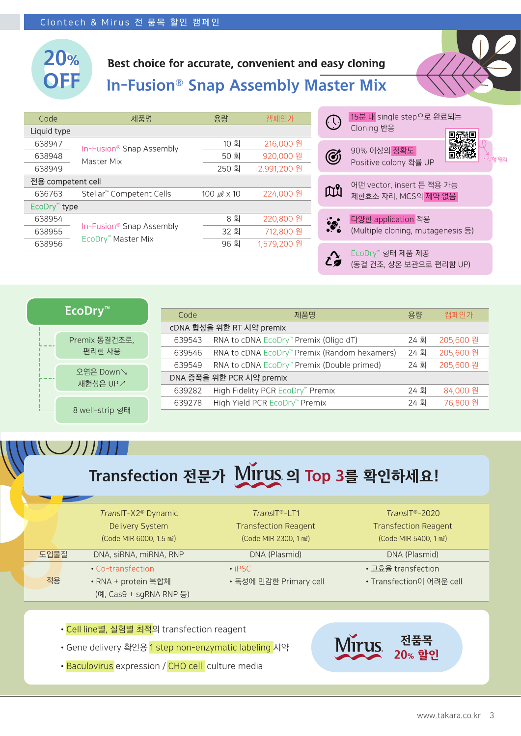## Clontech & Mirus 전 품목 할인 캠페인

**20% OFF**

**Best choice for accurate, convenient and easy cloning**

# In-Fusion® Snap Assembly Master Mix

| Code | 제품명 | 용량 | 캠페인가 |
|---|---|---|---|
| Liquid type | | | |
| 638947 | In-Fusion® Snap Assembly Master Mix | 10 회 | 216,000 원 |
| 638948 | | 50 회 | 920,000 원 |
| 638949 | | 250 회 | 2,991,200 원 |
| 전용 competent cell | | | |
| 636763 | Stellar™ Competent Cells | 100 ㎕ x 10 | 224,000 원 |
| EcoDry™ type | | | |
| 638954 | In-Fusion® Snap Assembly EcoDry™ Master Mix | 8 회 | 220,800 원 |
| 638955 | | 32 회 | 712,800 원 |
| 638956 | | 96 회 | 1,579,200 원 |

- 15분 내 single step으로 완료되는 Cloning 반응
- 90% 이상의 정확도 Positive colony 확률 UP
- 어떤 vector, insert 든 적용 가능 제한효소 자리, MCS의 제약 없음
- 다양한 application 적용 (Multiple cloning, mutagenesis 등)
- EcoDry™ 형태 제품 제공 (동결 건조, 상온 보관으로 편리함 UP)

* 실험 원리

## EcoDry™

- Premix 동결건조로, 편리한 사용
- 오염은 Down↘ 재현성은 UP↗
- 8 well-strip 형태

| Code | 제품명 | 용량 | 캠페인가 |
|---|---|---|---|
| cDNA 합성을 위한 RT 시약 premix | | | |
| 639543 | RNA to cDNA EcoDry™ Premix (Oligo dT) | 24 회 | 205,600 원 |
| 639546 | RNA to cDNA EcoDry™ Premix (Random hexamers) | 24 회 | 205,600 원 |
| 639549 | RNA to cDNA EcoDry™ Premix (Double primed) | 24 회 | 205,600 원 |
| DNA 증폭을 위한 PCR 시약 premix | | | |
| 639282 | High Fidelity PCR EcoDry™ Premix | 24 회 | 84,000 원 |
| 639278 | High Yield PCR EcoDry™ Premix | 24 회 | 76,800 원 |

## Transfection 전문가 Mirus 의 Top 3를 확인하세요!

| | *Trans*IT-X2® Dynamic Delivery System (Code MIR 6000, 1.5 ㎖) | *Trans*IT®-LT1 Transfection Reagent (Code MIR 2300, 1 ㎖) | *Trans*IT®-2020 Transfection Reagent (Code MIR 5400, 1 ㎖) |
|---|---|---|---|
| 도입물질 | DNA, siRNA, miRNA, RNP | DNA (Plasmid) | DNA (Plasmid) |
| 적용 | • Co-transfection<br>• RNA + protein 복합체 (예, Cas9 + sgRNA RNP 등) | • iPSC<br>• 독성에 민감한 Primary cell | • 고효율 transfection<br>• Transfection이 어려운 cell |

- Cell line별, 실험별 최적의 transfection reagent
- Gene delivery 확인용 1 step non-enzymatic labeling 시약
- Baculovirus expression / CHO cell culture media

**Mirus 전품목 20% 할인**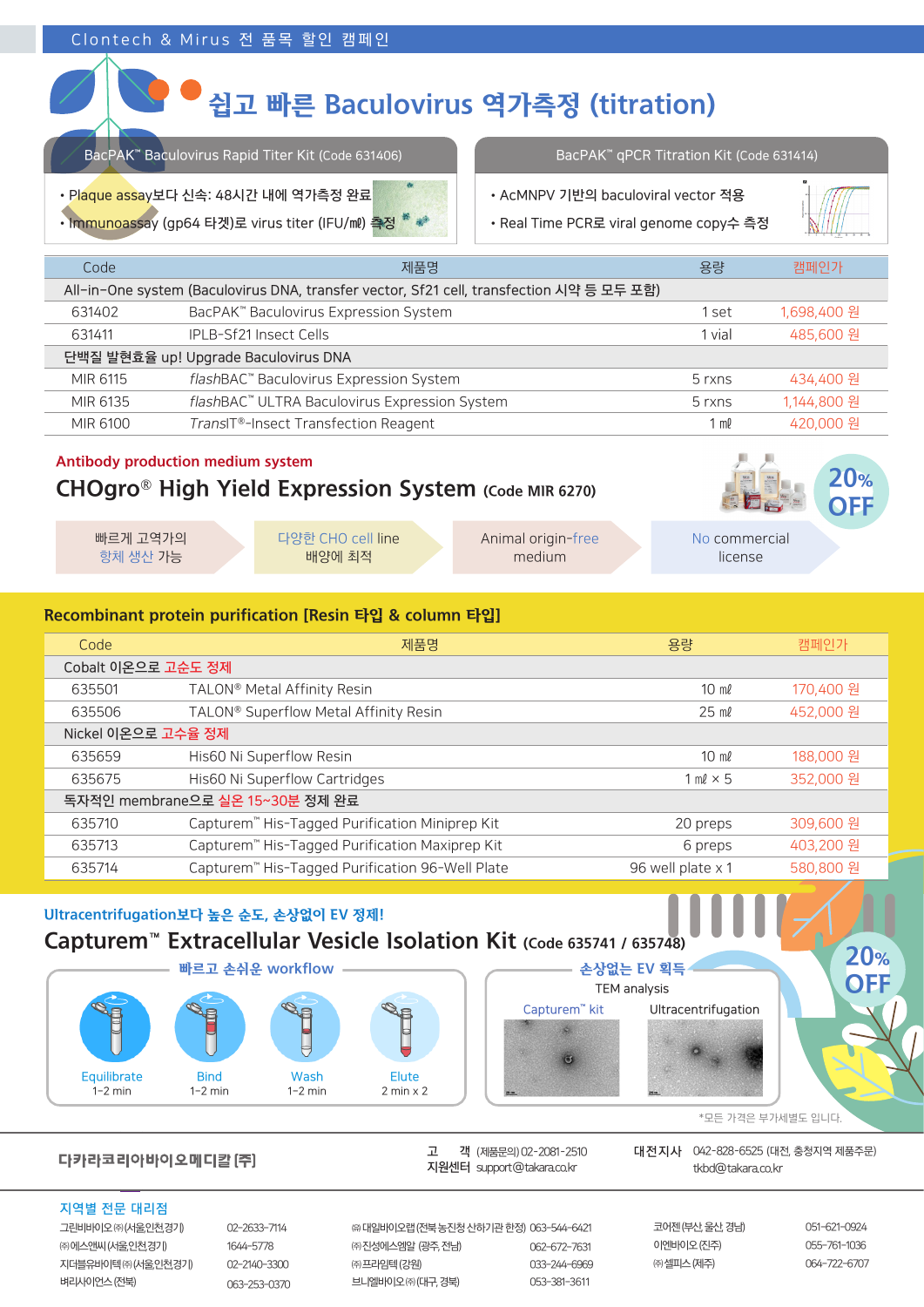Clontech & Mirus 전 품목 할인 캠페인

# 쉽고 빠른 Baculovirus 역가측정 (titration)

**BacPAK™ Baculovirus Rapid Titer Kit** (Code 631406)

- Plaque assay보다 신속: 48시간 내에 역가측정 완료
- Immunoassay (gp64 타겟)로 virus titer (IFU/㎖) 측정

**BacPAK™ qPCR Titration Kit** (Code 631414)

- AcMNPV 기반의 baculoviral vector 적용
- Real Time PCR로 viral genome copy수 측정

| Code | 제품명 | 용량 | 캠페인가 |
|---|---|---|---|
| All-in-One system (Baculovirus DNA, transfer vector, Sf21 cell, transfection 시약 등 모두 포함) | | | |
| 631402 | BacPAK™ Baculovirus Expression System | 1 set | 1,698,400 원 |
| 631411 | IPLB-Sf21 Insect Cells | 1 vial | 485,600 원 |
| 단백질 발현효율 up! Upgrade Baculovirus DNA | | | |
| MIR 6115 | *flash*BAC™ Baculovirus Expression System | 5 rxns | 434,400 원 |
| MIR 6135 | *flash*BAC™ ULTRA Baculovirus Expression System | 5 rxns | 1,144,800 원 |
| MIR 6100 | *Trans*IT®-Insect Transfection Reagent | 1 ㎖ | 420,000 원 |

Antibody production medium system

## CHOgro® High Yield Expression System (Code MIR 6270)

20% OFF

- 빠르게 고역가의 항체 생산 가능
- 다양한 CHO cell line 배양에 최적
- Animal origin-free medium
- No commercial license

## Recombinant protein purification [Resin 타입 & column 타입]

| Code | 제품명 | 용량 | 캠페인가 |
|---|---|---|---|
| Cobalt 이온으로 고순도 정제 | | | |
| 635501 | TALON® Metal Affinity Resin | 10 ㎖ | 170,400 원 |
| 635506 | TALON® Superflow Metal Affinity Resin | 25 ㎖ | 452,000 원 |
| Nickel 이온으로 고수율 정제 | | | |
| 635659 | His60 Ni Superflow Resin | 10 ㎖ | 188,000 원 |
| 635675 | His60 Ni Superflow Cartridges | 1 ㎖ × 5 | 352,000 원 |
| 독자적인 membrane으로 실온 15~30분 정제 완료 | | | |
| 635710 | Capturem™ His-Tagged Purification Miniprep Kit | 20 preps | 309,600 원 |
| 635713 | Capturem™ His-Tagged Purification Maxiprep Kit | 6 preps | 403,200 원 |
| 635714 | Capturem™ His-Tagged Purification 96-Well Plate | 96 well plate x 1 | 580,800 원 |

Ultracentrifugation보다 높은 순도, 손상없이 EV 정제!

## Capturem™ Extracellular Vesicle Isolation Kit (Code 635741 / 635748)

20% OFF

**빠르고 손쉬운 workflow**

Equilibrate 1~2 min → Bind 1~2 min → Wash 1~2 min → Elute 2 min x 2

**손상없는 EV 획득**

TEM analysis

Capturem™ kit | Ultracentrifugation

*모든 가격은 부가세별도 입니다.

**다카라코리아바이오메디칼 [주]**

고객지원센터 (제품문의) 02-2081-2510 support@takara.co.kr

대전지사 042-828-6525 (대전, 충청지역 제품주문) tkbd@takara.co.kr

**지역별 전문 대리점**

| | | | | | |
|---|---|---|---|---|---|
| 그린비바이오㈜(서울인천경기) | 02-2633-7114 | ㈜대일바이오랩(전북 농진청 산하기관 한정) | 063-544-6421 | 코어젠(부산, 울산, 경남) | 051-621-0924 |
| ㈜에스앤씨(서울인천경기) | 1644-5778 | ㈜진성에스엠알(광주, 전남) | 062-672-7631 | 이엔바이오(진주) | 055-761-1036 |
| 지더블유바이텍㈜(서울인천경기) | 02-2140-3300 | ㈜프라임텍(강원) | 033-244-6969 | ㈜셀피스(제주) | 064-722-6707 |
| 버리사이언스(전북) | 063-253-0370 | 브니엘바이오㈜(대구, 경북) | 053-381-3611 | | |